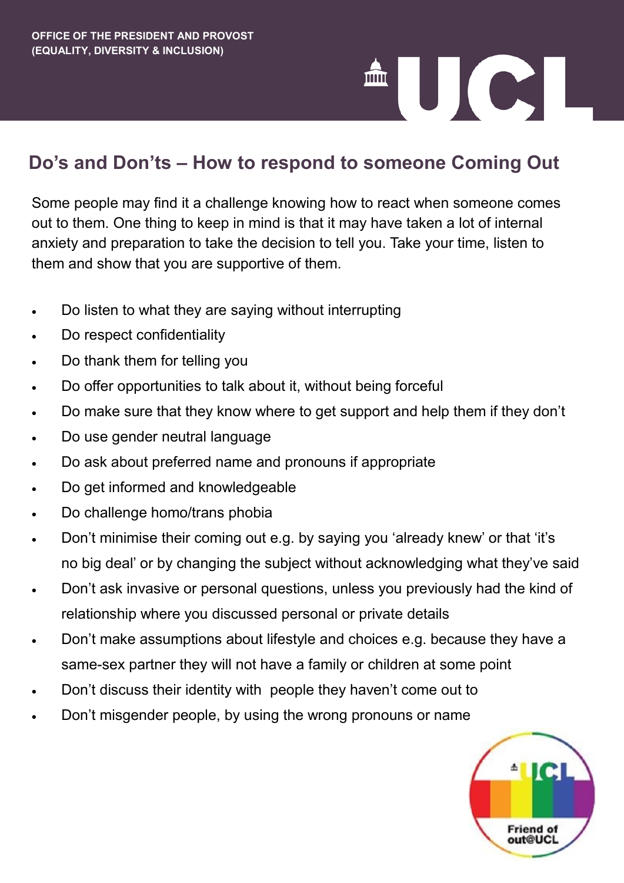OFFICE OF THE PRESIDENT AND PROVOST
(EQUALITY, DIVERSITY & INCLUSION)

## Do's and Don'ts – How to respond to someone Coming Out

Some people may find it a challenge knowing how to react when someone comes out to them. One thing to keep in mind is that it may have taken a lot of internal anxiety and preparation to take the decision to tell you. Take your time, listen to them and show that you are supportive of them.

- Do listen to what they are saying without interrupting
- Do respect confidentiality
- Do thank them for telling you
- Do offer opportunities to talk about it, without being forceful
- Do make sure that they know where to get support and help them if they don't
- Do use gender neutral language
- Do ask about preferred name and pronouns if appropriate
- Do get informed and knowledgeable
- Do challenge homo/trans phobia
- Don't minimise their coming out e.g. by saying you 'already knew' or that 'it's no big deal' or by changing the subject without acknowledging what they've said
- Don't ask invasive or personal questions, unless you previously had the kind of relationship where you discussed personal or private details
- Don't make assumptions about lifestyle and choices e.g. because they have a same-sex partner they will not have a family or children at some point
- Don't discuss their identity with people they haven't come out to
- Don't misgender people, by using the wrong pronouns or name

Friend of out@UCL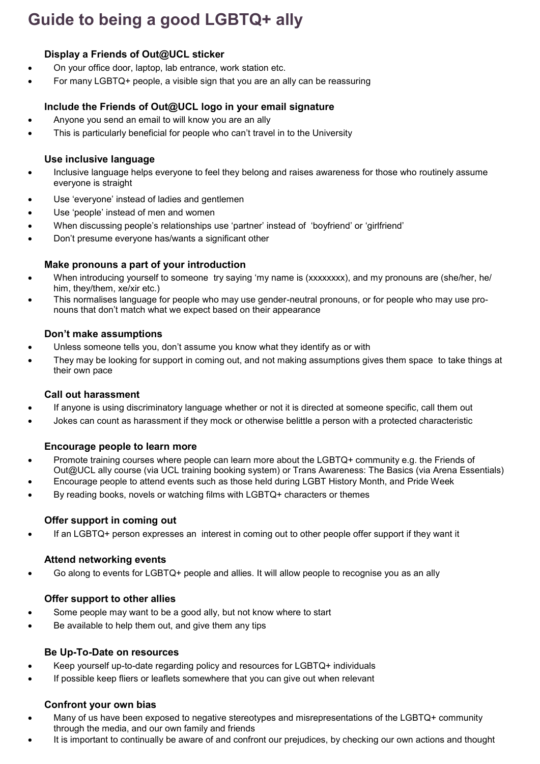# Guide to being a good LGBTQ+ ally

### Display a Friends of Out@UCL sticker

- On your office door, laptop, lab entrance, work station etc.
- For many LGBTQ+ people, a visible sign that you are an ally can be reassuring

### Include the Friends of Out@UCL logo in your email signature

- Anyone you send an email to will know you are an ally
- This is particularly beneficial for people who can't travel in to the University

### Use inclusive language

- Inclusive language helps everyone to feel they belong and raises awareness for those who routinely assume everyone is straight
- Use 'everyone' instead of ladies and gentlemen
- Use 'people' instead of men and women
- When discussing people's relationships use 'partner' instead of 'boyfriend' or 'girlfriend'
- Don't presume everyone has/wants a significant other

### Make pronouns a part of your introduction

- When introducing yourself to someone try saying 'my name is (xxxxxxxx), and my pronouns are (she/her, he/him, they/them, xe/xir etc.)
- This normalises language for people who may use gender-neutral pronouns, or for people who may use pronouns that don't match what we expect based on their appearance

### Don't make assumptions

- Unless someone tells you, don't assume you know what they identify as or with
- They may be looking for support in coming out, and not making assumptions gives them space to take things at their own pace

### Call out harassment

- If anyone is using discriminatory language whether or not it is directed at someone specific, call them out
- Jokes can count as harassment if they mock or otherwise belittle a person with a protected characteristic

### Encourage people to learn more

- Promote training courses where people can learn more about the LGBTQ+ community e.g. the Friends of Out@UCL ally course (via UCL training booking system) or Trans Awareness: The Basics (via Arena Essentials)
- Encourage people to attend events such as those held during LGBT History Month, and Pride Week
- By reading books, novels or watching films with LGBTQ+ characters or themes

### Offer support in coming out

- If an LGBTQ+ person expresses an interest in coming out to other people offer support if they want it

### Attend networking events

- Go along to events for LGBTQ+ people and allies. It will allow people to recognise you as an ally

### Offer support to other allies

- Some people may want to be a good ally, but not know where to start
- Be available to help them out, and give them any tips

### Be Up-To-Date on resources

- Keep yourself up-to-date regarding policy and resources for LGBTQ+ individuals
- If possible keep fliers or leaflets somewhere that you can give out when relevant

### Confront your own bias

- Many of us have been exposed to negative stereotypes and misrepresentations of the LGBTQ+ community through the media, and our own family and friends
- It is important to continually be aware of and confront our prejudices, by checking our own actions and thought